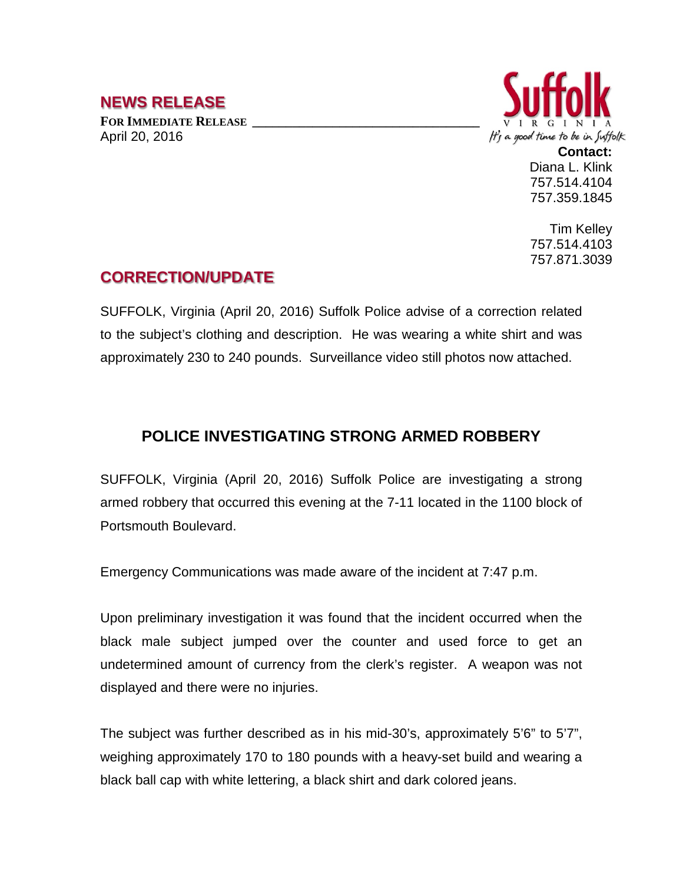# NEWS RELEASE

**FOR IMMEDIATE RELEASE**
April 20, 2016

Suffolk
VIRGINIA
*It's a good time to be in Suffolk*

**Contact:**
Diana L. Klink
757.514.4104
757.359.1845

Tim Kelley
757.514.4103
757.871.3039

## CORRECTION/UPDATE

SUFFOLK, Virginia (April 20, 2016) Suffolk Police advise of a correction related to the subject's clothing and description. He was wearing a white shirt and was approximately 230 to 240 pounds. Surveillance video still photos now attached.

## POLICE INVESTIGATING STRONG ARMED ROBBERY

SUFFOLK, Virginia (April 20, 2016) Suffolk Police are investigating a strong armed robbery that occurred this evening at the 7-11 located in the 1100 block of Portsmouth Boulevard.

Emergency Communications was made aware of the incident at 7:47 p.m.

Upon preliminary investigation it was found that the incident occurred when the black male subject jumped over the counter and used force to get an undetermined amount of currency from the clerk's register. A weapon was not displayed and there were no injuries.

The subject was further described as in his mid-30's, approximately 5'6" to 5'7", weighing approximately 170 to 180 pounds with a heavy-set build and wearing a black ball cap with white lettering, a black shirt and dark colored jeans.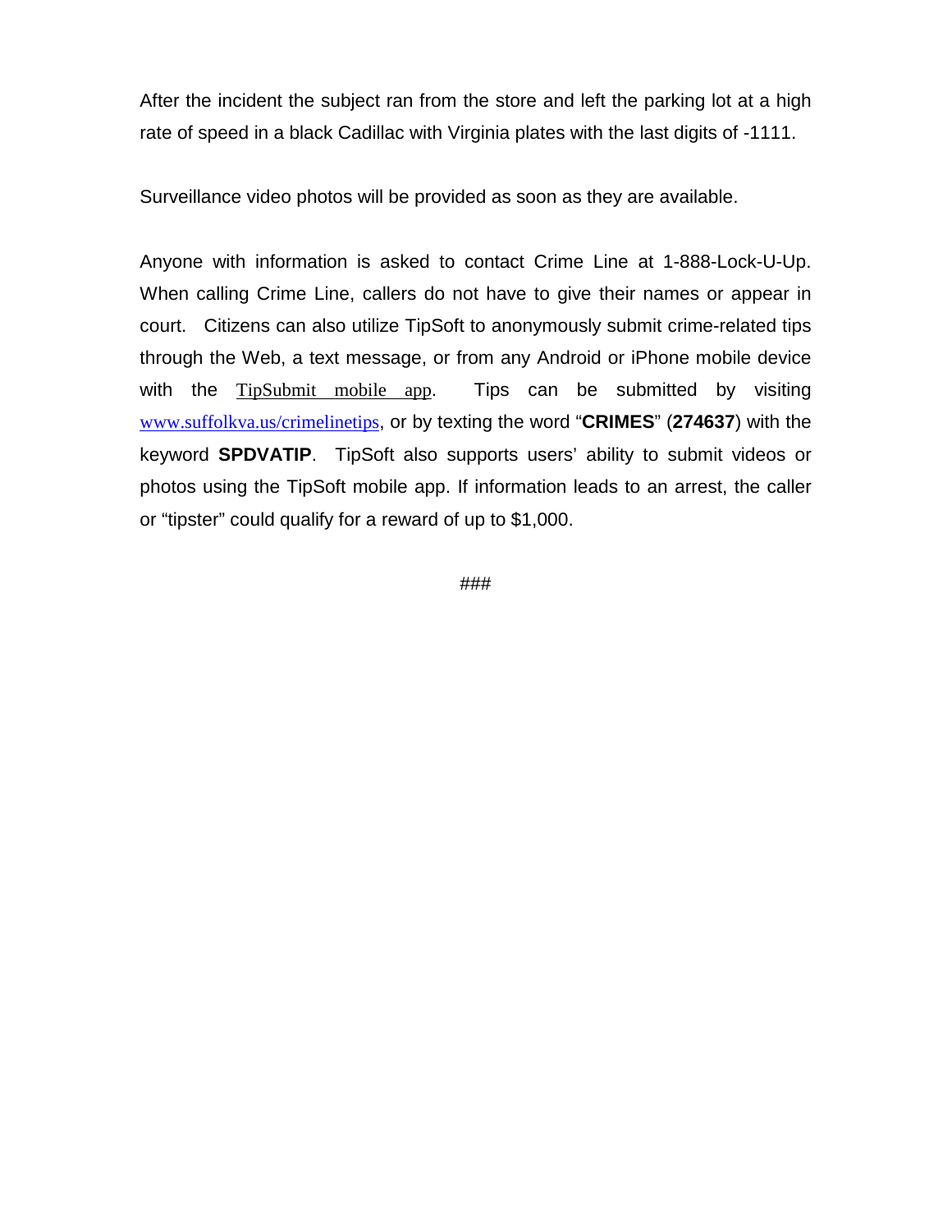After the incident the subject ran from the store and left the parking lot at a high rate of speed in a black Cadillac with Virginia plates with the last digits of -1111.

Surveillance video photos will be provided as soon as they are available.

Anyone with information is asked to contact Crime Line at 1-888-Lock-U-Up. When calling Crime Line, callers do not have to give their names or appear in court. Citizens can also utilize TipSoft to anonymously submit crime-related tips through the Web, a text message, or from any Android or iPhone mobile device with the TipSubmit mobile app. Tips can be submitted by visiting www.suffolkva.us/crimelinetips, or by texting the word "**CRIMES**" (**274637**) with the keyword **SPDVATIP**. TipSoft also supports users' ability to submit videos or photos using the TipSoft mobile app. If information leads to an arrest, the caller or "tipster" could qualify for a reward of up to $1,000.

###